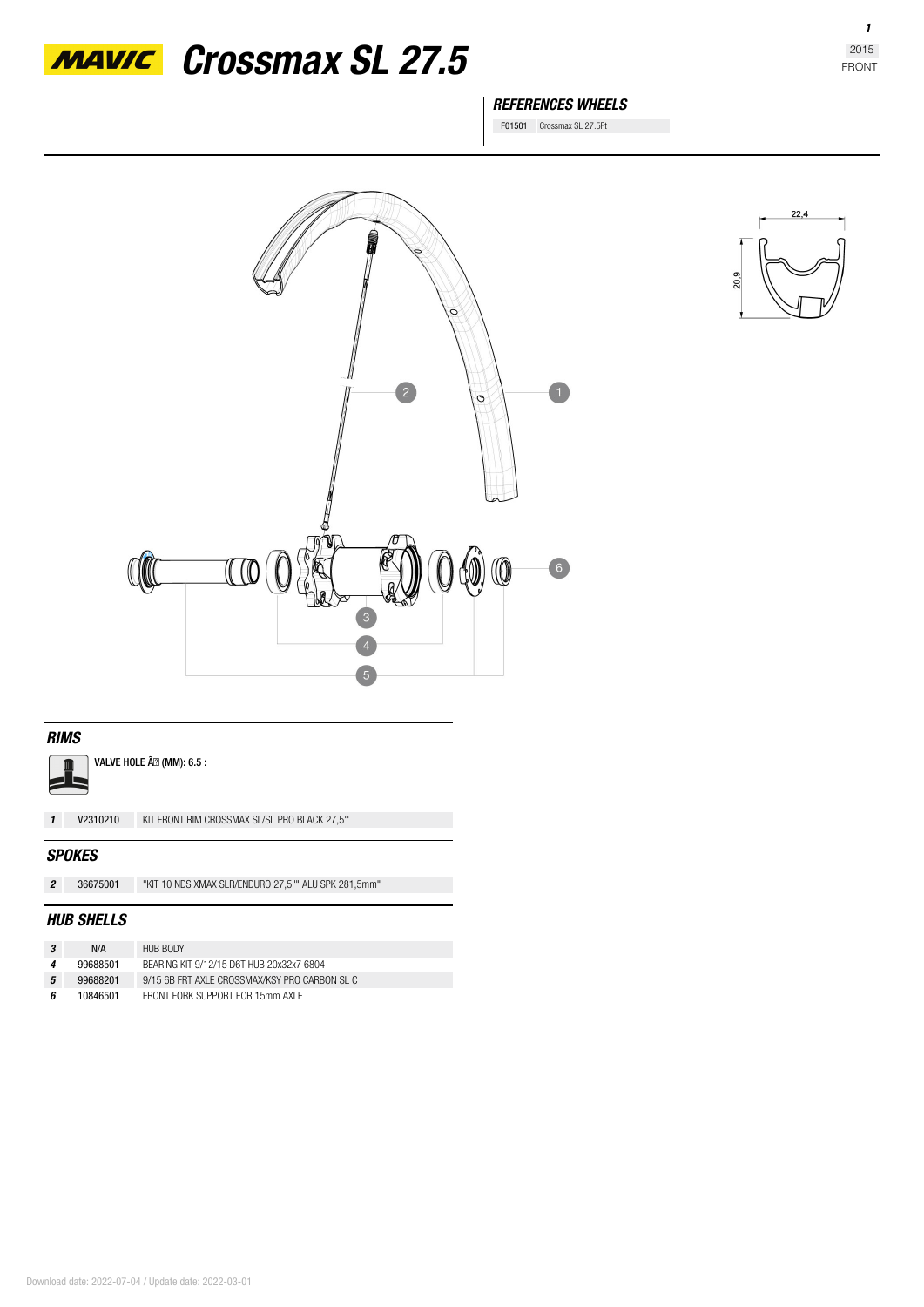# MAVIC Crossmax SL 27.5

2015
FRONT

## REFERENCES WHEELS

| F01501 | Crossmax SL 27.5Ft |
|---|---|

22,4

20,9

## RIMS

VALVE HOLE Ã (MM): 6.5 :

| 1 | V2310210 | KIT FRONT RIM CROSSMAX SL/SL PRO BLACK 27,5'' |
|---|---|---|

## SPOKES

| 2 | 36675001 | "KIT 10 NDS XMAX SLR/ENDURO 27,5"" ALU SPK 281,5mm" |
|---|---|---|

## HUB SHELLS

| 3 | N/A | HUB BODY |
|---|---|---|
| 4 | 99688501 | BEARING KIT 9/12/15 D6T HUB 20x32x7 6804 |
| 5 | 99688201 | 9/15 6B FRT AXLE CROSSMAX/KSY PRO CARBON SL C |
| 6 | 10846501 | FRONT FORK SUPPORT FOR 15mm AXLE |

Download date: 2022-07-04 / Update date: 2022-03-01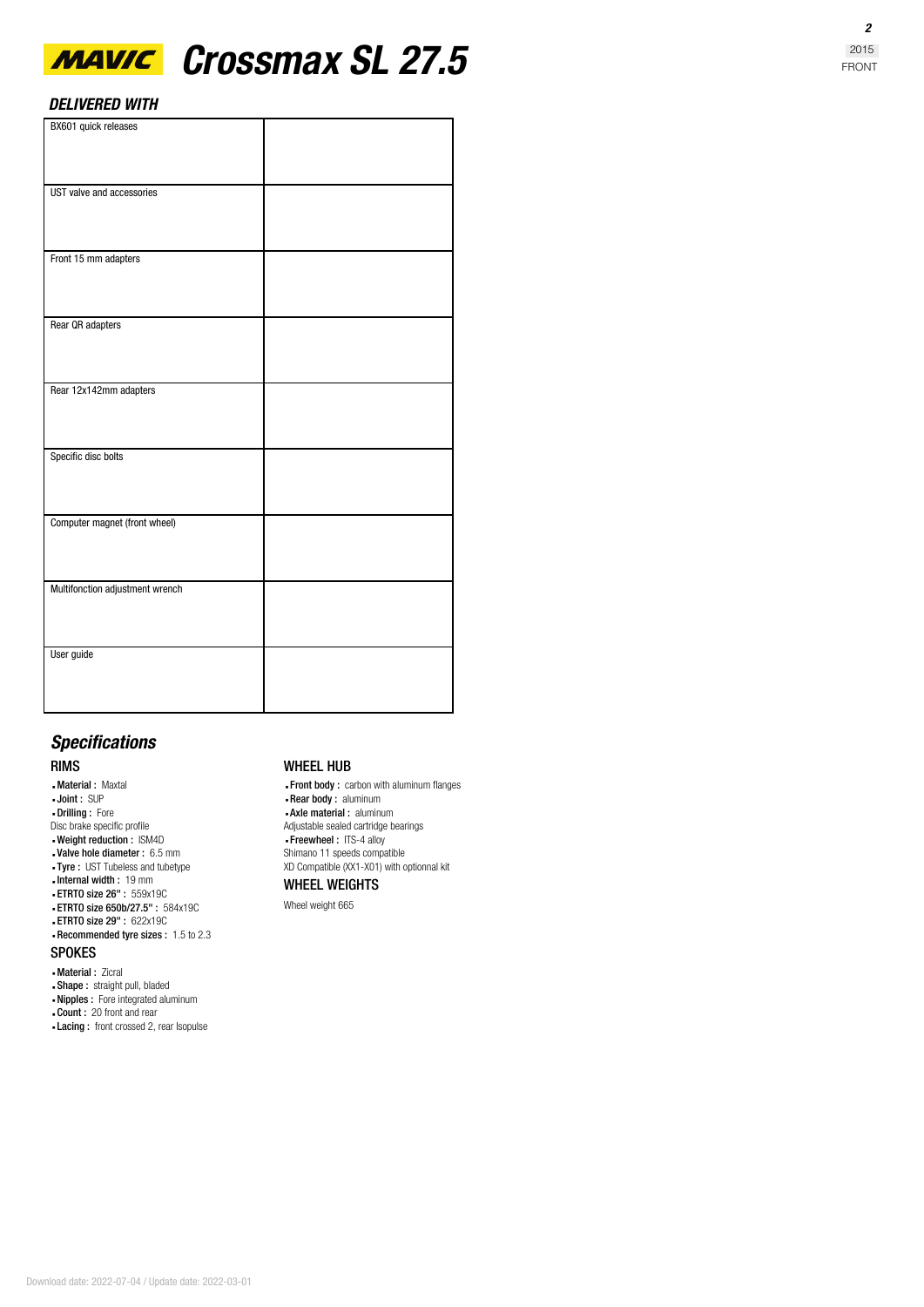# MAVIC Crossmax SL 27.5

2015
FRONT

### DELIVERED WITH

| | |
|---|---|
| BX601 quick releases | |
| UST valve and accessories | |
| Front 15 mm adapters | |
| Rear QR adapters | |
| Rear 12x142mm adapters | |
| Specific disc bolts | |
| Computer magnet (front wheel) | |
| Multifonction adjustment wrench | |
| User guide | |

## Specifications

### RIMS

- **Material :** Maxtal
- **Joint :** SUP
- **Drilling :** Fore

Disc brake specific profile

- **Weight reduction :** ISM4D
- **Valve hole diameter :** 6.5 mm
- **Tyre :** UST Tubeless and tubetype
- **Internal width :** 19 mm
- **ETRTO size 26" :** 559x19C
- **ETRTO size 650b/27.5" :** 584x19C
- **ETRTO size 29" :** 622x19C
- **Recommended tyre sizes :** 1.5 to 2.3

### SPOKES

- **Material :** Zicral
- **Shape :** straight pull, bladed
- **Nipples :** Fore integrated aluminum
- **Count :** 20 front and rear
- **Lacing :** front crossed 2, rear Isopulse

### WHEEL HUB

- **Front body :** carbon with aluminum flanges
- **Rear body :** aluminum
- **Axle material :** aluminum

Adjustable sealed cartridge bearings

- **Freewheel :** ITS-4 alloy

Shimano 11 speeds compatible

XD Compatible (XX1-X01) with optionnal kit

### WHEEL WEIGHTS

Wheel weight 665

Download date: 2022-07-04 / Update date: 2022-03-01